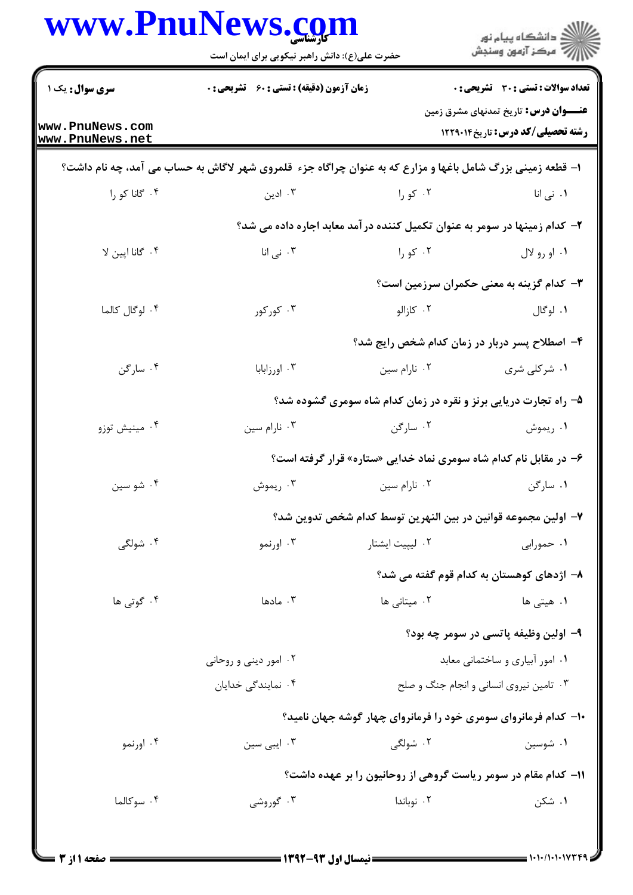**سری سوال:** یک ۱

**زمان آزمون (دقیقه) : تستی : ۶۰ تشریحی : ۰**

**تعداد سوالات : تستی : ۳۰ تشریحی : ۰**

**عنـــوان درس:** تاریخ تمدنهای مشرق زمین

**رشته تحصیلی/کد درس:** تاریخ ۱۲۲۹۰۱۴

۱- قطعه زمینی بزرگ شامل باغها و مزارع که به عنوان چراگاه جزء قلمروی شهر لاگاش به حساب می آمد، چه نام داشت؟

۱. نی انا ۲. کو را ۳. ادین ۴. گانا کو را

۲- کدام زمینها در سومر به عنوان تکمیل کننده درآمد معابد اجاره داده می شد؟

۱. او رو لال ۲. کو را ۳. نی انا ۴. گانا اپین لا

۳- کدام گزینه به معنی حکمران سرزمین است؟

۱. لوگال ۲. کازالو ۳. کورکور ۴. لوگال کالما

۴- اصطلاح پسر دربار در زمان کدام شخص رایج شد؟

۱. شرکلی شری ۲. نارام سین ۳. اورزابابا ۴. سارگن

۵- راه تجارت دریایی برنز و نقره در زمان کدام شاه سومری گشوده شد؟

۱. ریموش ۲. سارگن ۳. نارام سین ۴. مینیش توزو

۶- در مقابل نام کدام شاه سومری نماد خدایی «ستاره» قرار گرفته است؟

۱. سارگن ۲. نارام سین ۳. ریموش ۴. شو سین

۷- اولین مجموعه قوانین در بین النهرین توسط کدام شخص تدوین شد؟

۱. حمورابی ۲. لیپیت ایشتار ۳. اورنمو ۴. شولگی

۸- اژدهای کوهستان به کدام قوم گفته می شد؟

۱. هیتی ها ۲. میتانی ها ۳. مادها ۴. گوتی ها

۹- اولین وظیفه پاتسی در سومر چه بود؟

۱. امور آبیاری و ساختمانی معابد ۲. امور دینی و روحانی

۳. تامین نیروی انسانی و انجام جنگ و صلح ۴. نمایندگی خدایان

۱۰- کدام فرمانروای سومری خود را فرمانروای چهار گوشه جهان نامید؟

۱. شوسین ۲. شولگی ۳. ایبی سین ۴. اورنمو

۱۱- کدام مقام در سومر ریاست گروهی از روحانیون را بر عهده داشت؟

۱. شکن ۲. نوباندا ۳. گوروشی ۴. سوکالما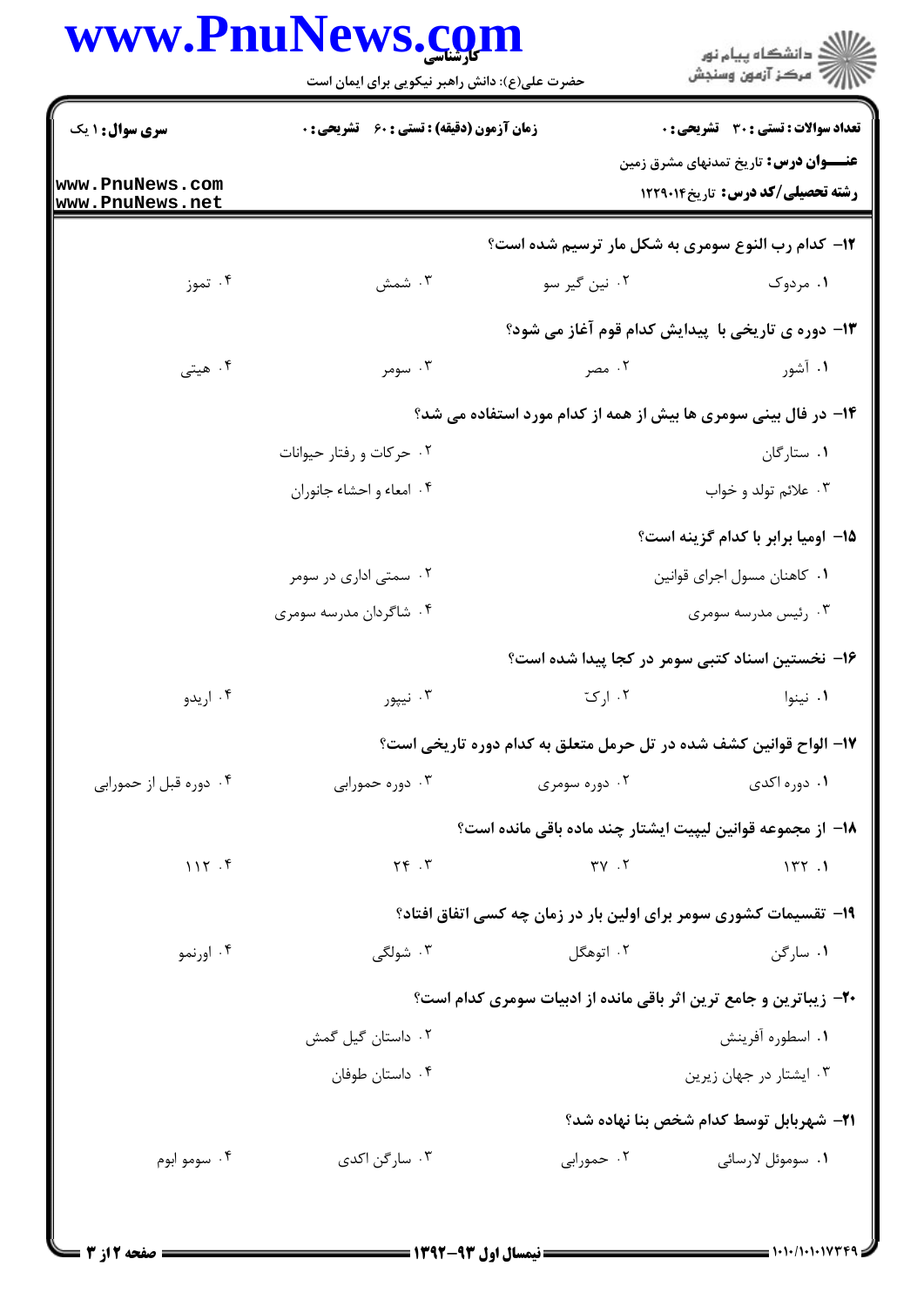**سری سوال:** ۱ یک

**زمان آزمون (دقیقه) : تستی : ۶۰ تشریحی : ۰**

**تعداد سوالات : تستی : ۳۰ تشریحی : ۰**

**عنـــوان درس:** تاریخ تمدنهای مشرق زمین

**رشته تحصیلی/کد درس:** تاریخ۱۲۲۹۰۱۴

۱۲- کدام رب النوع سومری به شکل مار ترسیم شده است؟

۱. مردوک ۲. نین گیر سو ۳. شمش ۴. تموز

۱۳- دوره ی تاریخی با پیدایش کدام قوم آغاز می شود؟

۱. آشور ۲. مصر ۳. سومر ۴. هیتی

۱۴- در فال بینی سومری ها بیش از همه از کدام مورد استفاده می شد؟

۱. ستارگان ۲. حرکات و رفتار حیوانات

۳. علائم تولد و خواب ۴. امعاء و احشاء جانوران

۱۵- اومیا برابر با کدام گزینه است؟

۱. کاهنان مسول اجرای قوانین ۲. سمتی اداری در سومر

۳. رئیس مدرسه سومری ۴. شاگردان مدرسه سومری

۱۶- نخستین اسناد کتبی سومر در کجا پیدا شده است؟

۱. نینوا ۲. ارکّ ۳. نیپور ۴. اریدو

۱۷- الواح قوانین کشف شده در تل حرمل متعلق به کدام دوره تاریخی است؟

۱. دوره اکدی ۲. دوره سومری ۳. دوره حمورابی ۴. دوره قبل از حمورابی

۱۸- از مجموعه قوانین لیپیت ایشتار چند ماده باقی مانده است؟

۱. ۱۳۲ ۲. ۳۷ ۳. ۲۴ ۴. ۱۱۲

۱۹- تقسیمات کشوری سومر برای اولین بار در زمان چه کسی اتفاق افتاد؟

۱. سارگن ۲. اتوهگل ۳. شولگی ۴. اورنمو

۲۰- زیباترین و جامع ترین اثر باقی مانده از ادبیات سومری کدام است؟

۱. اسطوره آفرینش ۲. داستان گیل گمش

۳. ایشتار در جهان زیرین ۴. داستان طوفان

۲۱- شهربابل توسط کدام شخص بنا نهاده شد؟

۱. سوموئل لارسائی ۲. حمورابی ۳. سارگن اکدی ۴. سومو ابوم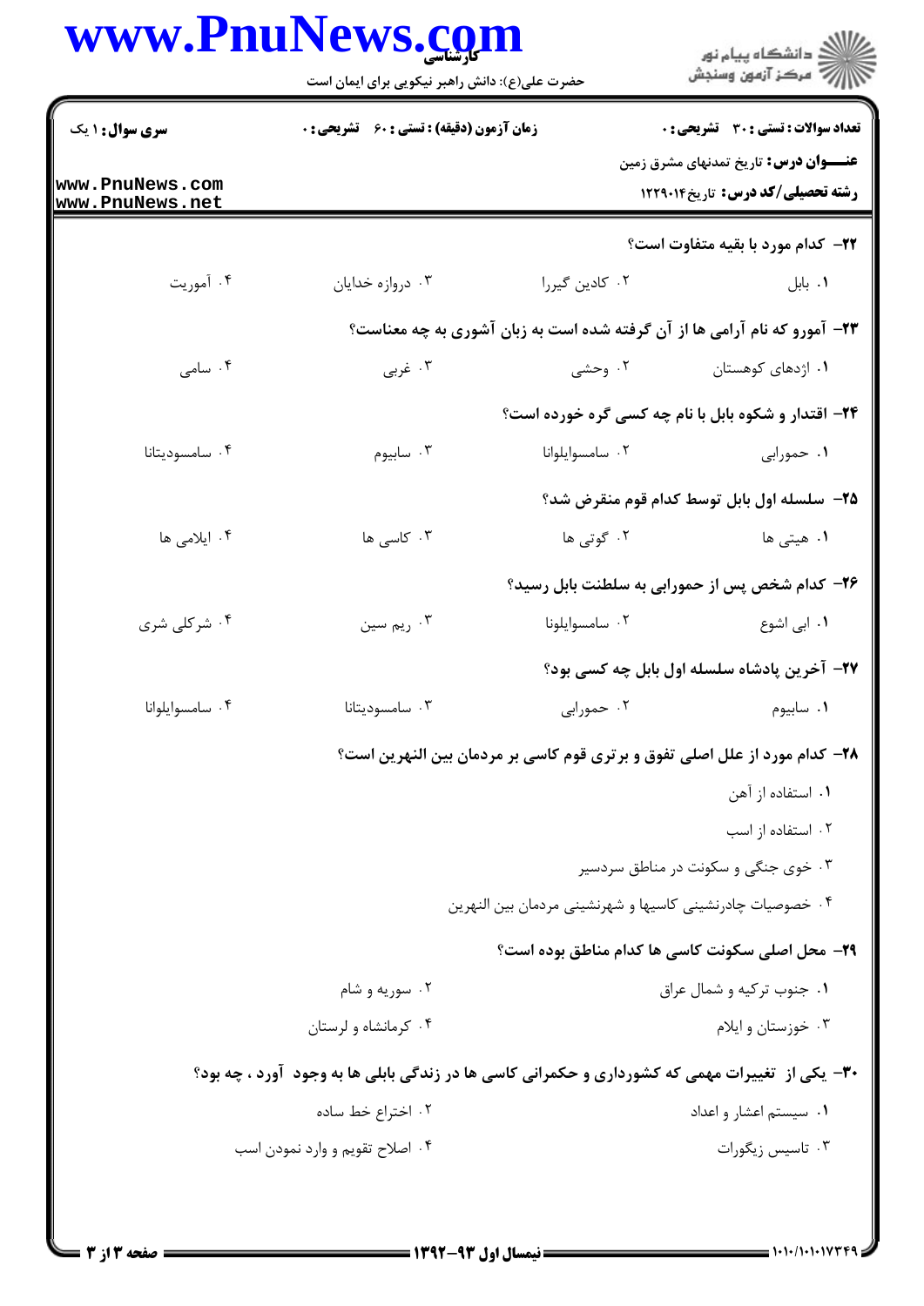۲۲- کدام مورد با بقیه متفاوت است؟

۱. بابل
۲. کادین گیررا
۳. دروازه خدایان
۴. آموریت

۲۳- آمورو که نام آرامی ها از آن گرفته شده است به زبان آشوری به چه معناست؟

۱. اژدهای کوهستان
۲. وحشی
۳. غربی
۴. سامی

۲۴- اقتدار و شکوه بابل با نام چه کسی گره خورده است؟

۱. حمورابی
۲. سامسوایلوانا
۳. سابیوم
۴. سامسودیتانا

۲۵- سلسله اول بابل توسط کدام قوم منقرض شد؟

۱. هیتی ها
۲. گوتی ها
۳. کاسی ها
۴. ایلامی ها

۲۶- کدام شخص پس از حمورابی به سلطنت بابل رسید؟

۱. ابی اشوع
۲. سامسوایلونا
۳. ریم سین
۴. شرکلی شری

۲۷- آخرین پادشاه سلسله اول بابل چه کسی بود؟

۱. سابیوم
۲. حمورابی
۳. سامسودیتانا
۴. سامسوایلوانا

۲۸- کدام مورد از علل اصلی تفوق و برتری قوم کاسی بر مردمان بین النهرین است؟

۱. استفاده از آهن
۲. استفاده از اسب
۳. خوی جنگی و سکونت در مناطق سردسیر
۴. خصوصیات چادرنشینی کاسیها و شهرنشینی مردمان بین النهرین

۲۹- محل اصلی سکونت کاسی ها کدام مناطق بوده است؟

۱. جنوب ترکیه و شمال عراق
۲. سوریه و شام
۳. خوزستان و ایلام
۴. کرمانشاه و لرستان

۳۰- یکی از تغییرات مهمی که کشورداری و حکمرانی کاسی ها در زندگی بابلی ها به وجود آورد ، چه بود؟

۱. سیستم اعشار و اعداد
۲. اختراع خط ساده
۳. تاسیس زیگورات
۴. اصلاح تقویم و وارد نمودن اسب